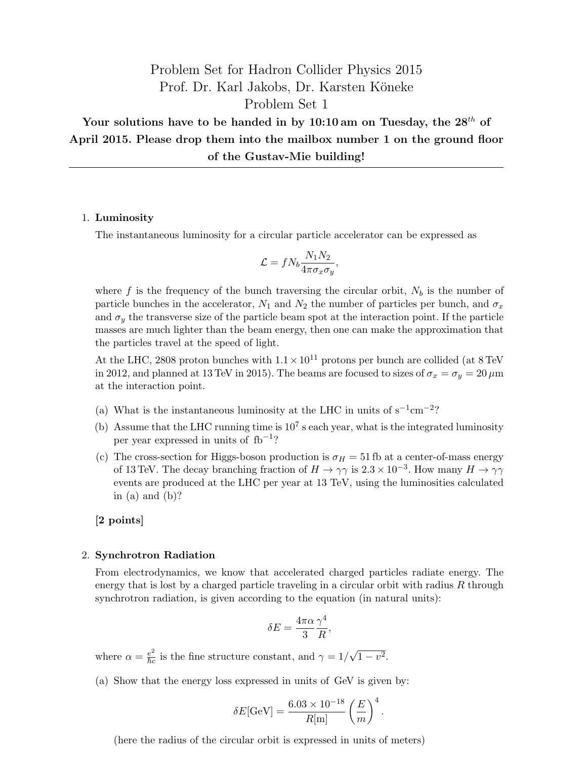# Problem Set for Hadron Collider Physics 2015

## Prof. Dr. Karl Jakobs, Dr. Karsten Köneke

## Problem Set 1

**Your solutions have to be handed in by 10:10 am on Tuesday, the 28$^{th}$ of April 2015. Please drop them into the mailbox number 1 on the ground floor of the Gustav-Mie building!**

---

1. **Luminosity**

   The instantaneous luminosity for a circular particle accelerator can be expressed as

   $$\mathcal{L} = f N_b \frac{N_1 N_2}{4\pi \sigma_x \sigma_y},$$

   where $f$ is the frequency of the bunch traversing the circular orbit, $N_b$ is the number of particle bunches in the accelerator, $N_1$ and $N_2$ the number of particles per bunch, and $\sigma_x$ and $\sigma_y$ the transverse size of the particle beam spot at the interaction point. If the particle masses are much lighter than the beam energy, then one can make the approximation that the particles travel at the speed of light.

   At the LHC, 2808 proton bunches with $1.1 \times 10^{11}$ protons per bunch are collided (at 8 TeV in 2012, and planned at 13 TeV in 2015). The beams are focused to sizes of $\sigma_x = \sigma_y = 20\,\mu$m at the interaction point.

   (a) What is the instantaneous luminosity at the LHC in units of $\mathrm{s}^{-1}\mathrm{cm}^{-2}$?

   (b) Assume that the LHC running time is $10^7$ s each year, what is the integrated luminosity per year expressed in units of $\mathrm{fb}^{-1}$?

   (c) The cross-section for Higgs-boson production is $\sigma_H = 51$ fb at a center-of-mass energy of 13 TeV. The decay branching fraction of $H \to \gamma\gamma$ is $2.3 \times 10^{-3}$. How many $H \to \gamma\gamma$ events are produced at the LHC per year at 13 TeV, using the luminosities calculated in (a) and (b)?

   **[2 points]**

2. **Synchrotron Radiation**

   From electrodynamics, we know that accelerated charged particles radiate energy. The energy that is lost by a charged particle traveling in a circular orbit with radius $R$ through synchrotron radiation, is given according to the equation (in natural units):

   $$\delta E = \frac{4\pi\alpha}{3}\frac{\gamma^4}{R},$$

   where $\alpha = \frac{e^2}{\hbar c}$ is the fine structure constant, and $\gamma = 1/\sqrt{1-v^2}$.

   (a) Show that the energy loss expressed in units of GeV is given by:

   $$\delta E[\mathrm{GeV}] = \frac{6.03 \times 10^{-18}}{R[\mathrm{m}]}\left(\frac{E}{m}\right)^4.$$

   (here the radius of the circular orbit is expressed in units of meters)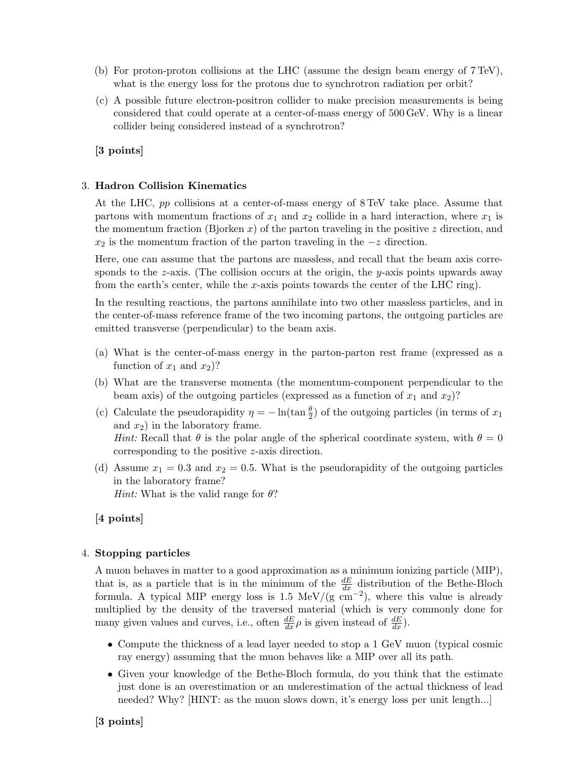(b) For proton-proton collisions at the LHC (assume the design beam energy of 7 TeV), what is the energy loss for the protons due to synchrotron radiation per orbit?

(c) A possible future electron-positron collider to make precision measurements is being considered that could operate at a center-of-mass energy of 500 GeV. Why is a linear collider being considered instead of a synchrotron?

**[3 points]**

3. **Hadron Collision Kinematics**

   At the LHC, $pp$ collisions at a center-of-mass energy of 8 TeV take place. Assume that partons with momentum fractions of $x_1$ and $x_2$ collide in a hard interaction, where $x_1$ is the momentum fraction (Bjorken $x$) of the parton traveling in the positive $z$ direction, and $x_2$ is the momentum fraction of the parton traveling in the $-z$ direction.

   Here, one can assume that the partons are massless, and recall that the beam axis corresponds to the $z$-axis. (The collision occurs at the origin, the $y$-axis points upwards away from the earth's center, while the $x$-axis points towards the center of the LHC ring).

   In the resulting reactions, the partons annihilate into two other massless particles, and in the center-of-mass reference frame of the two incoming partons, the outgoing particles are emitted transverse (perpendicular) to the beam axis.

   (a) What is the center-of-mass energy in the parton-parton rest frame (expressed as a function of $x_1$ and $x_2$)?

   (b) What are the transverse momenta (the momentum-component perpendicular to the beam axis) of the outgoing particles (expressed as a function of $x_1$ and $x_2$)?

   (c) Calculate the pseudorapidity $\eta = -\ln(\tan \frac{\theta}{2})$ of the outgoing particles (in terms of $x_1$ and $x_2$) in the laboratory frame.
   *Hint:* Recall that $\theta$ is the polar angle of the spherical coordinate system, with $\theta = 0$ corresponding to the positive $z$-axis direction.

   (d) Assume $x_1 = 0.3$ and $x_2 = 0.5$. What is the pseudorapidity of the outgoing particles in the laboratory frame?
   *Hint:* What is the valid range for $\theta$?

   **[4 points]**

4. **Stopping particles**

   A muon behaves in matter to a good approximation as a minimum ionizing particle (MIP), that is, as a particle that is in the minimum of the $\frac{dE}{dx}$ distribution of the Bethe-Bloch formula. A typical MIP energy loss is 1.5 MeV/(g cm$^{-2}$), where this value is already multiplied by the density of the traversed material (which is very commonly done for many given values and curves, i.e., often $\frac{dE}{dx}\rho$ is given instead of $\frac{dE}{dx}$).

   - Compute the thickness of a lead layer needed to stop a 1 GeV muon (typical cosmic ray energy) assuming that the muon behaves like a MIP over all its path.
   - Given your knowledge of the Bethe-Bloch formula, do you think that the estimate just done is an overestimation or an underestimation of the actual thickness of lead needed? Why? [HINT: as the muon slows down, it's energy loss per unit length...]

   **[3 points]**